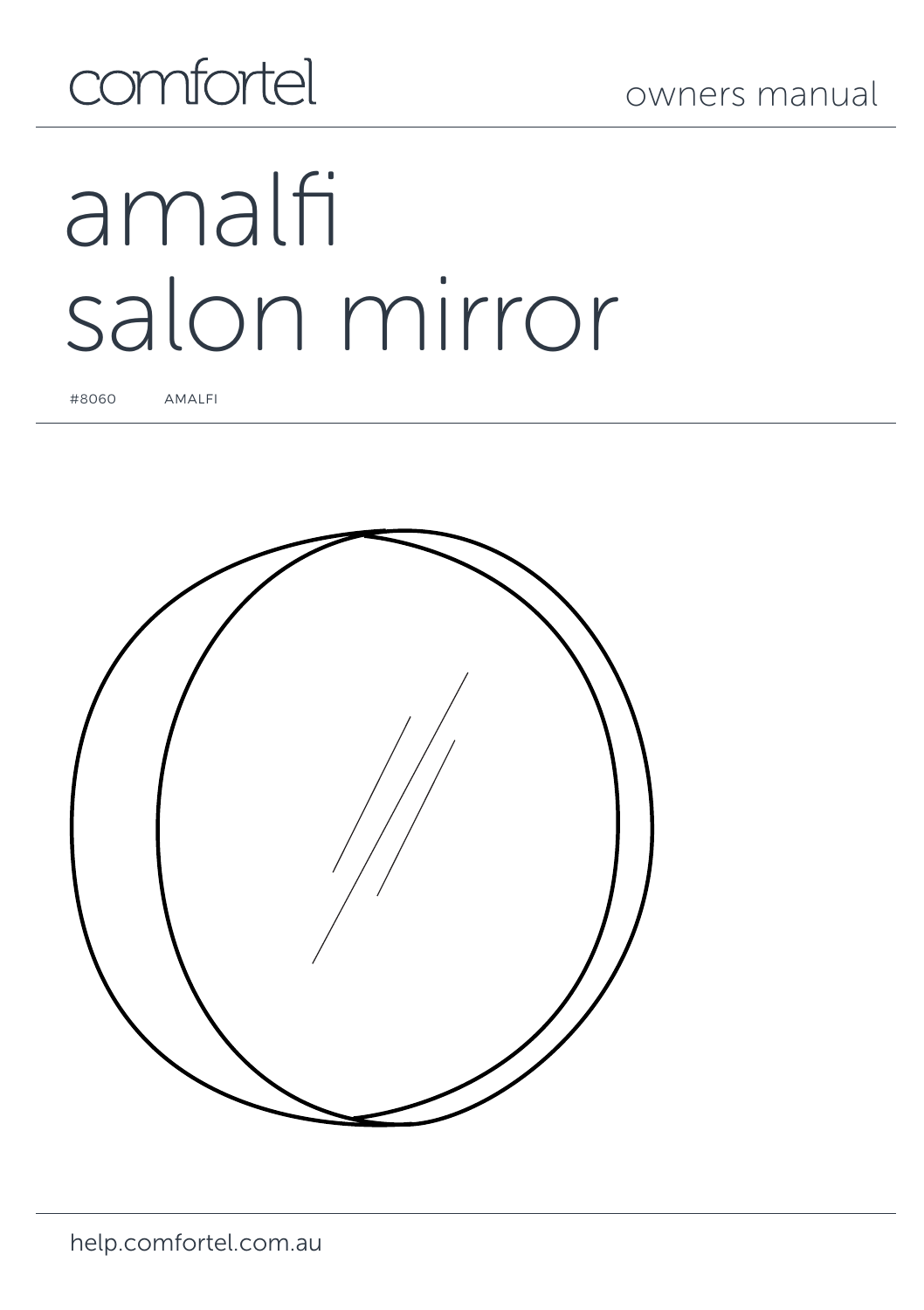comfortel

owners manual

# amalfi salon mirror

#8060 AMALFI

help.comfortel.com.au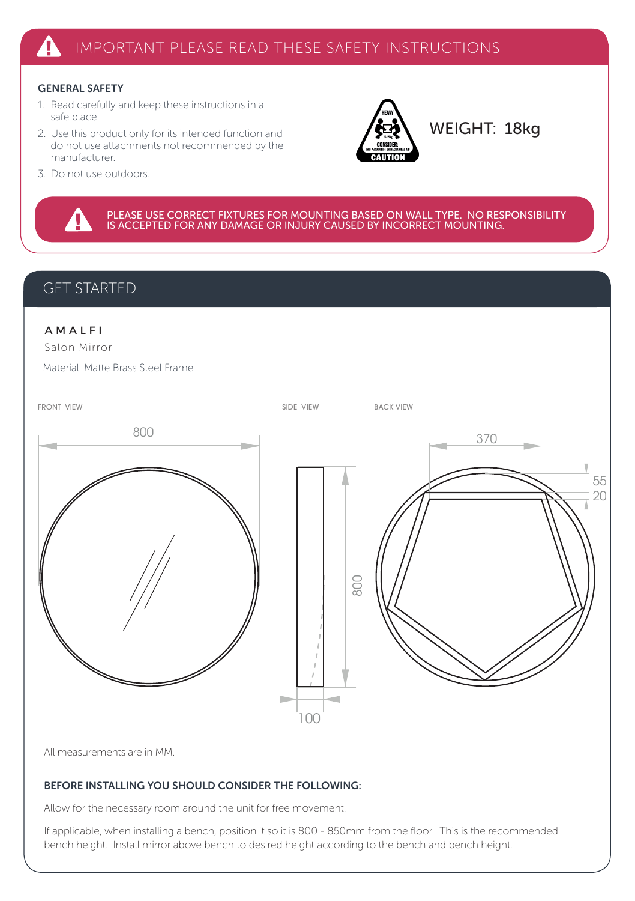## IMPORTANT PLEASE READ THESE SAFETY INSTRUCTIONS

### GENERAL SAFETY

1. Read carefully and keep these instructions in a safe place.
2. Use this product only for its intended function and do not use attachments not recommended by the manufacturer.
3. Do not use outdoors.

HEAVY
15-20kg
CONSIDER:
TWO PERSON LIFT OR MECHANICAL AID
CAUTION

WEIGHT: 18kg

PLEASE USE CORRECT FIXTURES FOR MOUNTING BASED ON WALL TYPE. NO RESPONSIBILITY IS ACCEPTED FOR ANY DAMAGE OR INJURY CAUSED BY INCORRECT MOUNTING.

## GET STARTED

**AMALFI**

Salon Mirror

Material: Matte Brass Steel Frame

FRONT VIEW

800

SIDE VIEW

800

100

BACK VIEW

370

55

20

All measurements are in MM.

### BEFORE INSTALLING YOU SHOULD CONSIDER THE FOLLOWING:

Allow for the necessary room around the unit for free movement.

If applicable, when installing a bench, position it so it is 800 - 850mm from the floor. This is the recommended bench height. Install mirror above bench to desired height according to the bench and bench height.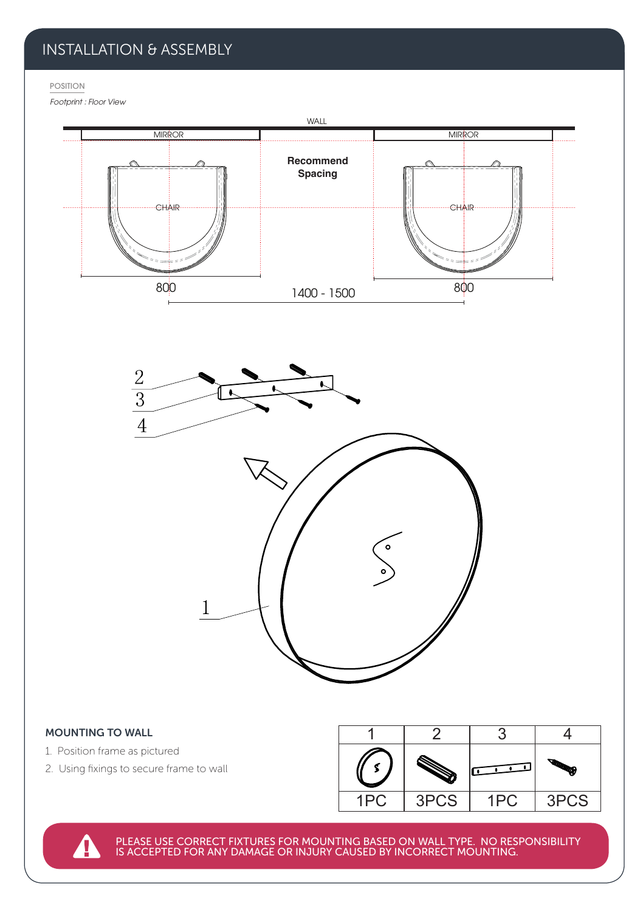## INSTALLATION & ASSEMBLY

POSITION

*Footprint : Floor View*

WALL

MIRROR

MIRROR

**Recommend Spacing**

CHAIR

CHAIR

800

1400 - 1500

800

2

3

4

1

### MOUNTING TO WALL

1. Position frame as pictured
2. Using fixings to secure frame to wall

| 1 | 2 | 3 | 4 |
|---|---|---|---|
| | | | |
| 1PC | 3PCS | 1PC | 3PCS |

PLEASE USE CORRECT FIXTURES FOR MOUNTING BASED ON WALL TYPE. NO RESPONSIBILITY IS ACCEPTED FOR ANY DAMAGE OR INJURY CAUSED BY INCORRECT MOUNTING.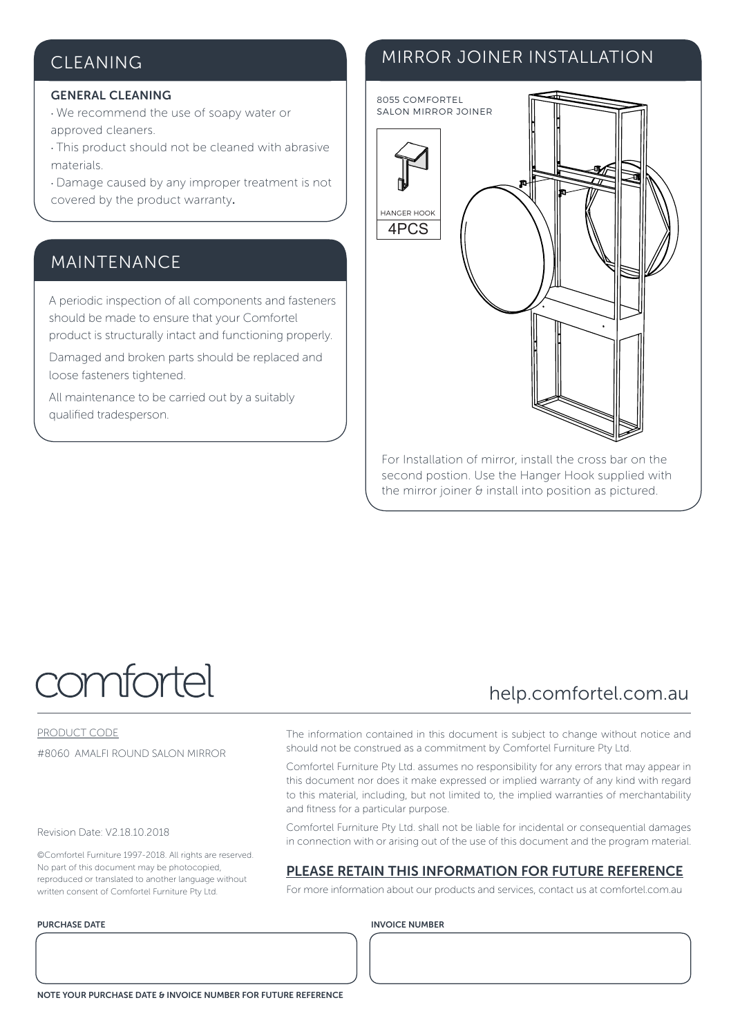## CLEANING

**GENERAL CLEANING**

- We recommend the use of soapy water or approved cleaners.
- This product should not be cleaned with abrasive materials.
- Damage caused by any improper treatment is not covered by the product warranty.

## MAINTENANCE

A periodic inspection of all components and fasteners should be made to ensure that your Comfortel product is structurally intact and functioning properly.

Damaged and broken parts should be replaced and loose fasteners tightened.

All maintenance to be carried out by a suitably qualified tradesperson.

## MIRROR JOINER INSTALLATION

8055 COMFORTEL SALON MIRROR JOINER

HANGER HOOK

4PCS

For Installation of mirror, install the cross bar on the second postion. Use the Hanger Hook supplied with the mirror joiner & install into position as pictured.

comfortel

help.comfortel.com.au

PRODUCT CODE

#8060 AMALFI ROUND SALON MIRROR

Revision Date: V2.18.10.2018

©Comfortel Furniture 1997-2018. All rights are reserved. No part of this document may be photocopied, reproduced or translated to another language without written consent of Comfortel Furniture Pty Ltd.

The information contained in this document is subject to change without notice and should not be construed as a commitment by Comfortel Furniture Pty Ltd.

Comfortel Furniture Pty Ltd. assumes no responsibility for any errors that may appear in this document nor does it make expressed or implied warranty of any kind with regard to this material, including, but not limited to, the implied warranties of merchantability and fitness for a particular purpose.

Comfortel Furniture Pty Ltd. shall not be liable for incidental or consequential damages in connection with or arising out of the use of this document and the program material.

**PLEASE RETAIN THIS INFORMATION FOR FUTURE REFERENCE**

For more information about our products and services, contact us at comfortel.com.au

**PURCHASE DATE**

**INVOICE NUMBER**

**NOTE YOUR PURCHASE DATE & INVOICE NUMBER FOR FUTURE REFERENCE**